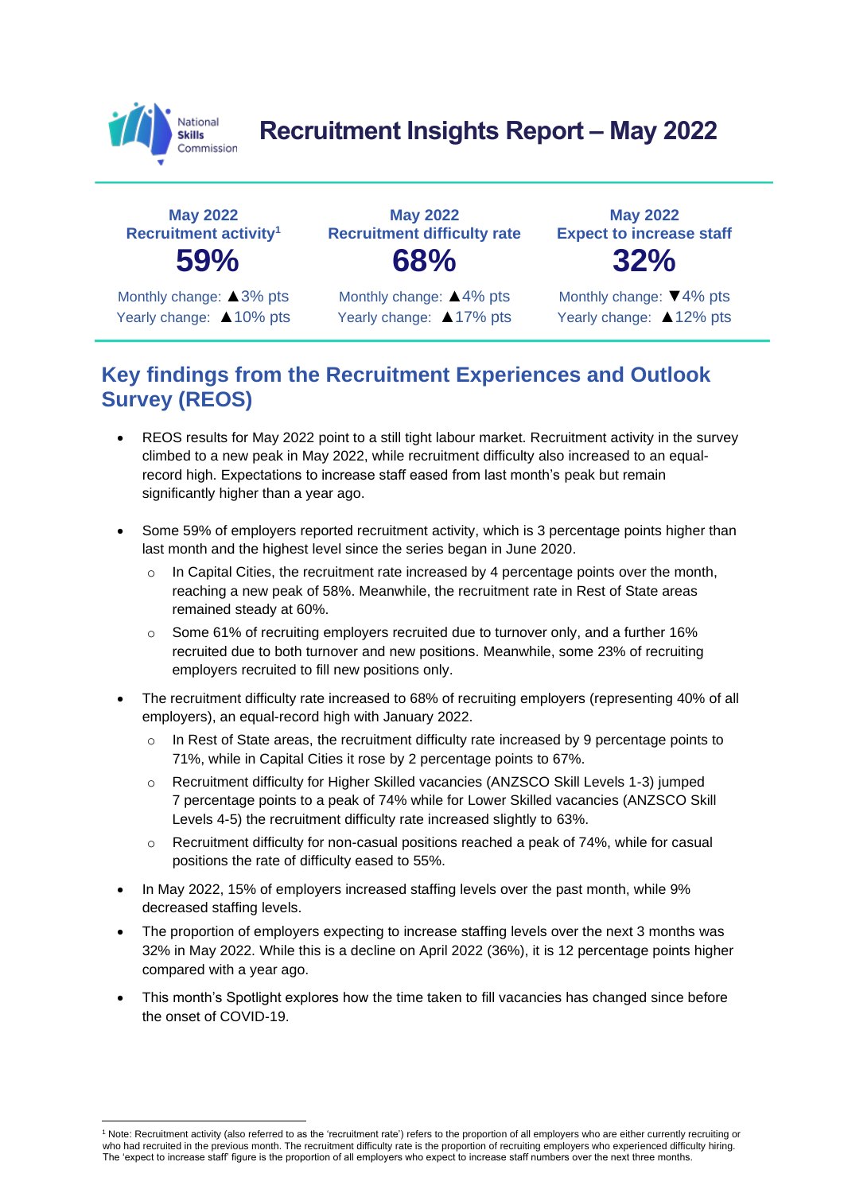# Recruitment Insights Report – May 2022

| May 2022 Recruitment activity[1] | May 2022 Recruitment difficulty rate | May 2022 Expect to increase staff |
|---|---|---|
| **59%** | **68%** | **32%** |
| Monthly change: ▲3% pts | Monthly change: ▲4% pts | Monthly change: ▼4% pts |
| Yearly change: ▲10% pts | Yearly change: ▲17% pts | Yearly change: ▲12% pts |

## Key findings from the Recruitment Experiences and Outlook Survey (REOS)

- REOS results for May 2022 point to a still tight labour market. Recruitment activity in the survey climbed to a new peak in May 2022, while recruitment difficulty also increased to an equal-record high. Expectations to increase staff eased from last month's peak but remain significantly higher than a year ago.
- Some 59% of employers reported recruitment activity, which is 3 percentage points higher than last month and the highest level since the series began in June 2020.
  - In Capital Cities, the recruitment rate increased by 4 percentage points over the month, reaching a new peak of 58%. Meanwhile, the recruitment rate in Rest of State areas remained steady at 60%.
  - Some 61% of recruiting employers recruited due to turnover only, and a further 16% recruited due to both turnover and new positions. Meanwhile, some 23% of recruiting employers recruited to fill new positions only.
- The recruitment difficulty rate increased to 68% of recruiting employers (representing 40% of all employers), an equal-record high with January 2022.
  - In Rest of State areas, the recruitment difficulty rate increased by 9 percentage points to 71%, while in Capital Cities it rose by 2 percentage points to 67%.
  - Recruitment difficulty for Higher Skilled vacancies (ANZSCO Skill Levels 1-3) jumped 7 percentage points to a peak of 74% while for Lower Skilled vacancies (ANZSCO Skill Levels 4-5) the recruitment difficulty rate increased slightly to 63%.
  - Recruitment difficulty for non-casual positions reached a peak of 74%, while for casual positions the rate of difficulty eased to 55%.
- In May 2022, 15% of employers increased staffing levels over the past month, while 9% decreased staffing levels.
- The proportion of employers expecting to increase staffing levels over the next 3 months was 32% in May 2022. While this is a decline on April 2022 (36%), it is 12 percentage points higher compared with a year ago.
- This month's Spotlight explores how the time taken to fill vacancies has changed since before the onset of COVID-19.

[1] Note: Recruitment activity (also referred to as the 'recruitment rate') refers to the proportion of all employers who are either currently recruiting or who had recruited in the previous month. The recruitment difficulty rate is the proportion of recruiting employers who experienced difficulty hiring. The 'expect to increase staff' figure is the proportion of all employers who expect to increase staff numbers over the next three months.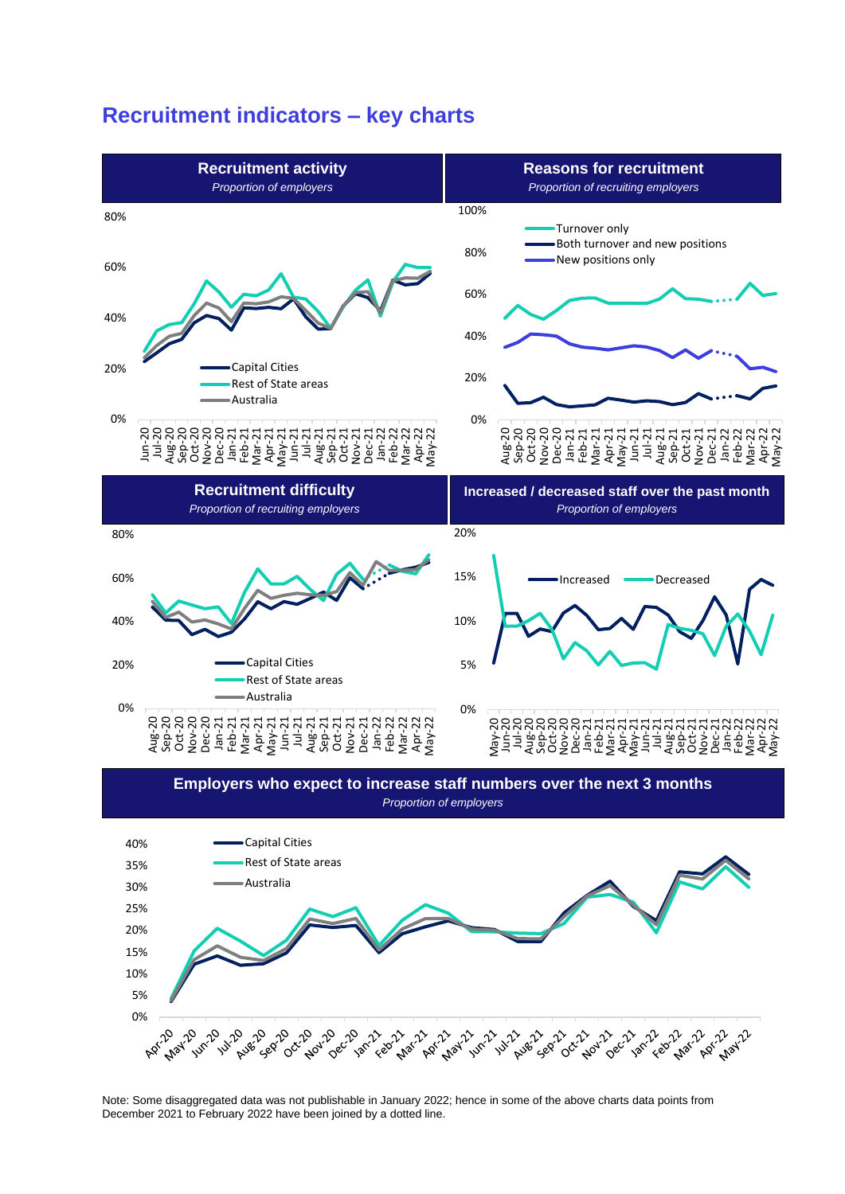# Recruitment indicators – key charts

**Recruitment activity**
*Proportion of employers*

**Reasons for recruitment**
*Proportion of recruiting employers*

**Recruitment difficulty**
*Proportion of recruiting employers*

**Increased / decreased staff over the past month**
*Proportion of employers*

**Employers who expect to increase staff numbers over the next 3 months**
*Proportion of employers*

Note: Some disaggregated data was not publishable in January 2022; hence in some of the above charts data points from December 2021 to February 2022 have been joined by a dotted line.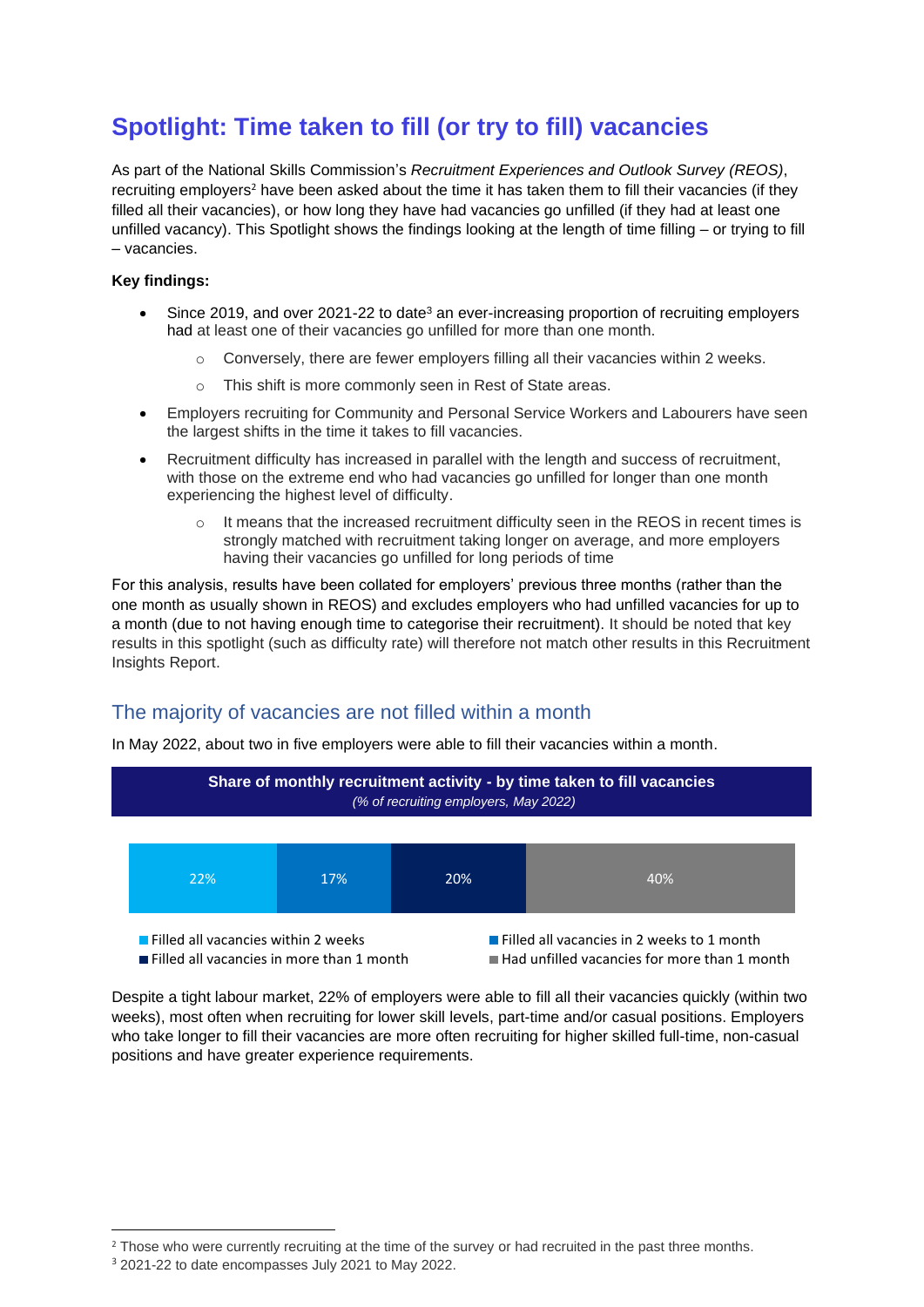# Spotlight: Time taken to fill (or try to fill) vacancies

As part of the National Skills Commission's *Recruitment Experiences and Outlook Survey (REOS)*, recruiting employers[2] have been asked about the time it has taken them to fill their vacancies (if they filled all their vacancies), or how long they have had vacancies go unfilled (if they had at least one unfilled vacancy). This Spotlight shows the findings looking at the length of time filling – or trying to fill – vacancies.

**Key findings:**

- Since 2019, and over 2021-22 to date[3] an ever-increasing proportion of recruiting employers had at least one of their vacancies go unfilled for more than one month.
    - Conversely, there are fewer employers filling all their vacancies within 2 weeks.
    - This shift is more commonly seen in Rest of State areas.
- Employers recruiting for Community and Personal Service Workers and Labourers have seen the largest shifts in the time it takes to fill vacancies.
- Recruitment difficulty has increased in parallel with the length and success of recruitment, with those on the extreme end who had vacancies go unfilled for longer than one month experiencing the highest level of difficulty.
    - It means that the increased recruitment difficulty seen in the REOS in recent times is strongly matched with recruitment taking longer on average, and more employers having their vacancies go unfilled for long periods of time

For this analysis, results have been collated for employers' previous three months (rather than the one month as usually shown in REOS) and excludes employers who had unfilled vacancies for up to a month (due to not having enough time to categorise their recruitment). It should be noted that key results in this spotlight (such as difficulty rate) will therefore not match other results in this Recruitment Insights Report.

## The majority of vacancies are not filled within a month

In May 2022, about two in five employers were able to fill their vacancies within a month.

**Share of monthly recruitment activity - by time taken to fill vacancies**
*(% of recruiting employers, May 2022)*

| Filled all vacancies within 2 weeks | Filled all vacancies in 2 weeks to 1 month | Filled all vacancies in more than 1 month | Had unfilled vacancies for more than 1 month |
|---|---|---|---|
| 22% | 17% | 20% | 40% |

Despite a tight labour market, 22% of employers were able to fill all their vacancies quickly (within two weeks), most often when recruiting for lower skill levels, part-time and/or casual positions. Employers who take longer to fill their vacancies are more often recruiting for higher skilled full-time, non-casual positions and have greater experience requirements.

[2] Those who were currently recruiting at the time of the survey or had recruited in the past three months.

[3] 2021-22 to date encompasses July 2021 to May 2022.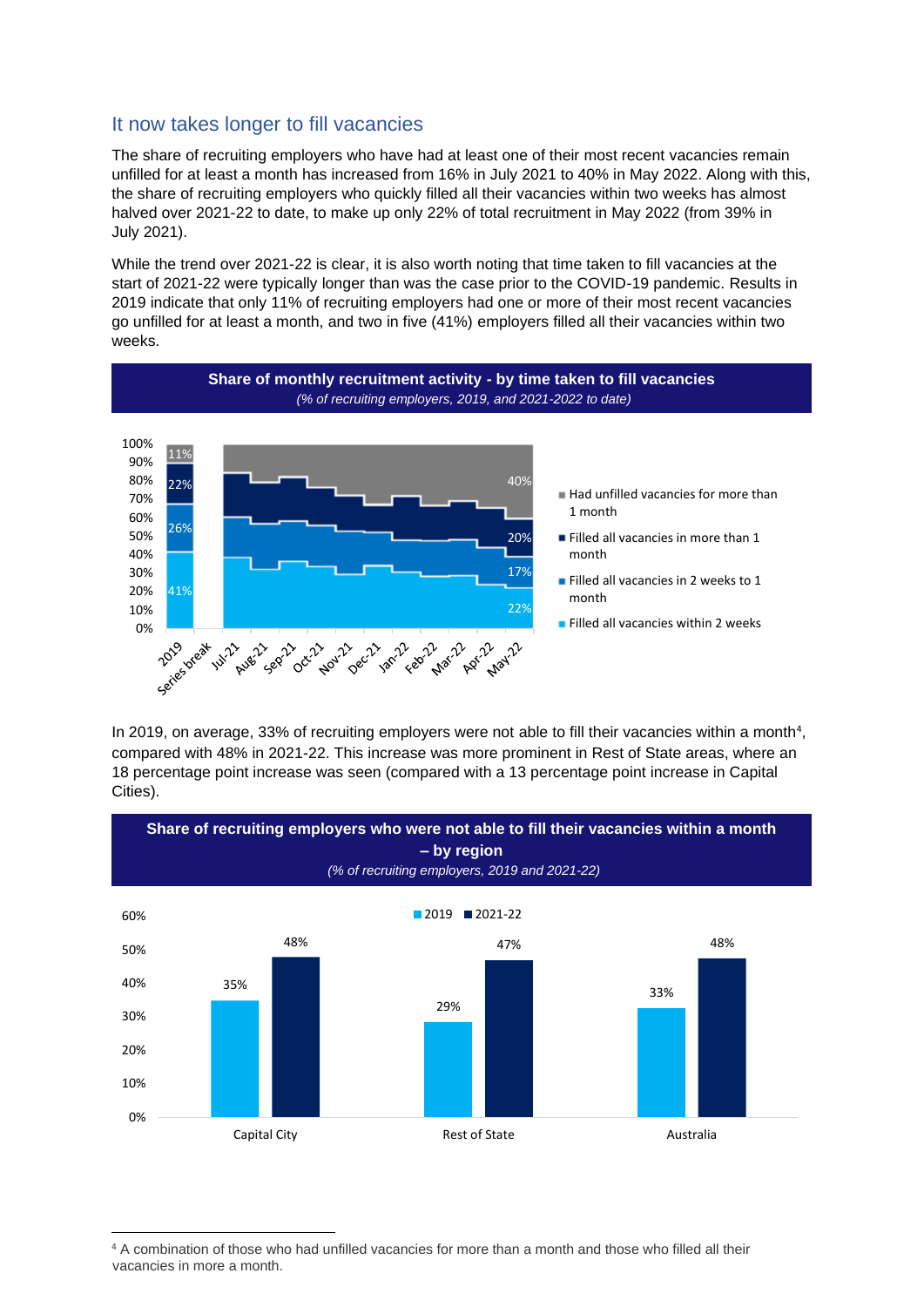## It now takes longer to fill vacancies

The share of recruiting employers who have had at least one of their most recent vacancies remain unfilled for at least a month has increased from 16% in July 2021 to 40% in May 2022. Along with this, the share of recruiting employers who quickly filled all their vacancies within two weeks has almost halved over 2021-22 to date, to make up only 22% of total recruitment in May 2022 (from 39% in July 2021).

While the trend over 2021-22 is clear, it is also worth noting that time taken to fill vacancies at the start of 2021-22 were typically longer than was the case prior to the COVID-19 pandemic. Results in 2019 indicate that only 11% of recruiting employers had one or more of their most recent vacancies go unfilled for at least a month, and two in five (41%) employers filled all their vacancies within two weeks.

**Share of monthly recruitment activity - by time taken to fill vacancies**

*(% of recruiting employers, 2019, and 2021-2022 to date)*

| | 2019 | May-22 |
|---|---|---|
| Had unfilled vacancies for more than 1 month | 11% | 40% |
| Filled all vacancies in more than 1 month | 22% | 20% |
| Filled all vacancies in 2 weeks to 1 month | 26% | 17% |
| Filled all vacancies within 2 weeks | 41% | 22% |

In 2019, on average, 33% of recruiting employers were not able to fill their vacancies within a month[4], compared with 48% in 2021-22. This increase was more prominent in Rest of State areas, where an 18 percentage point increase was seen (compared with a 13 percentage point increase in Capital Cities).

**Share of recruiting employers who were not able to fill their vacancies within a month – by region**

*(% of recruiting employers, 2019 and 2021-22)*

| | 2019 | 2021-22 |
|---|---|---|
| Capital City | 35% | 48% |
| Rest of State | 29% | 47% |
| Australia | 33% | 48% |

[4] A combination of those who had unfilled vacancies for more than a month and those who filled all their vacancies in more a month.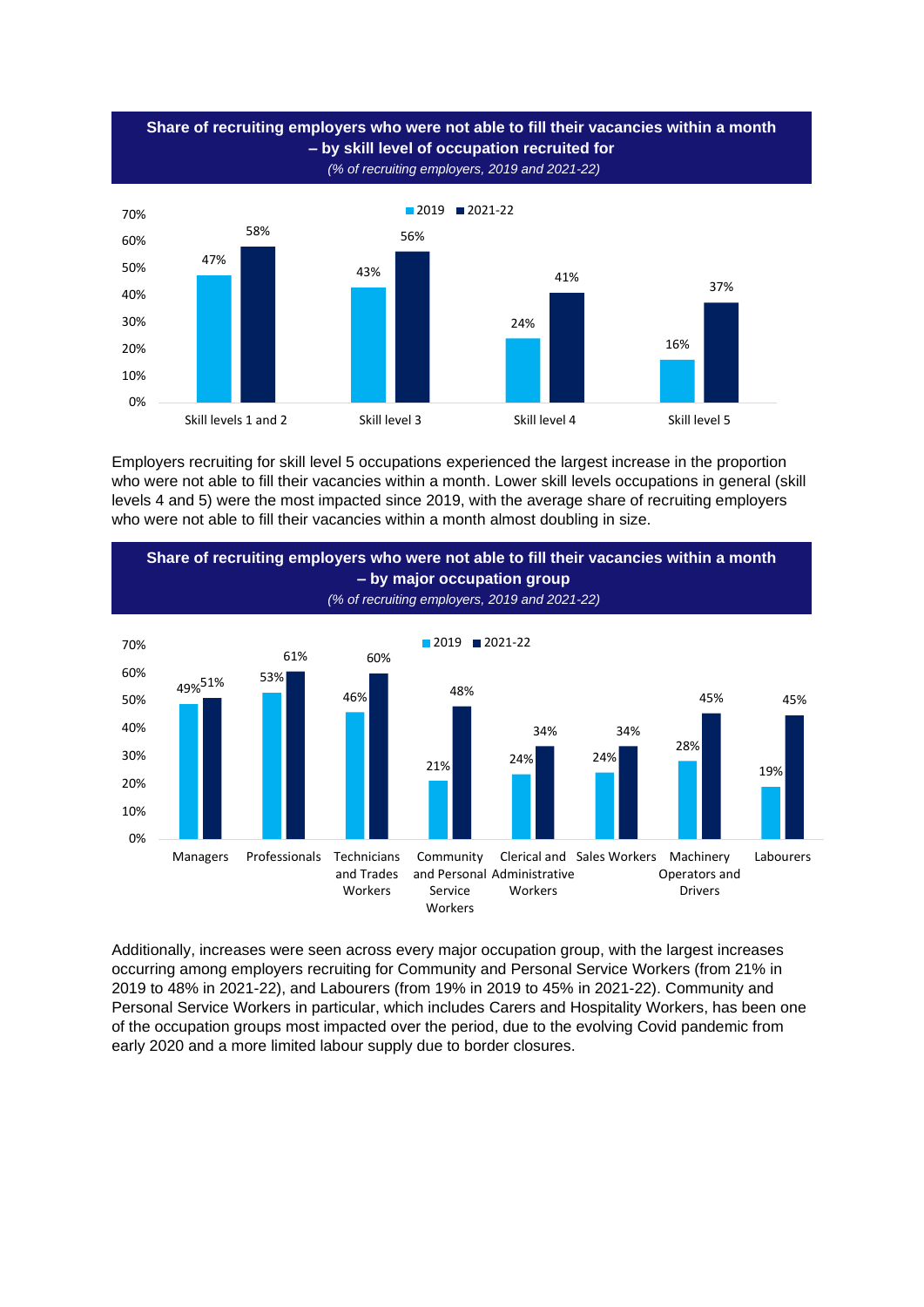**Share of recruiting employers who were not able to fill their vacancies within a month – by skill level of occupation recruited for**

*(% of recruiting employers, 2019 and 2021-22)*

| Skill level | 2019 | 2021-22 |
|---|---|---|
| Skill levels 1 and 2 | 47% | 58% |
| Skill level 3 | 43% | 56% |
| Skill level 4 | 24% | 41% |
| Skill level 5 | 16% | 37% |

Employers recruiting for skill level 5 occupations experienced the largest increase in the proportion who were not able to fill their vacancies within a month. Lower skill levels occupations in general (skill levels 4 and 5) were the most impacted since 2019, with the average share of recruiting employers who were not able to fill their vacancies within a month almost doubling in size.

**Share of recruiting employers who were not able to fill their vacancies within a month – by major occupation group**

*(% of recruiting employers, 2019 and 2021-22)*

| Major occupation group | 2019 | 2021-22 |
|---|---|---|
| Managers | 49% | 51% |
| Professionals | 53% | 61% |
| Technicians and Trades Workers | 46% | 60% |
| Community and Personal Service Workers | 21% | 48% |
| Clerical and Administrative Workers | 24% | 34% |
| Sales Workers | 24% | 34% |
| Machinery Operators and Drivers | 28% | 45% |
| Labourers | 19% | 45% |

Additionally, increases were seen across every major occupation group, with the largest increases occurring among employers recruiting for Community and Personal Service Workers (from 21% in 2019 to 48% in 2021-22), and Labourers (from 19% in 2019 to 45% in 2021-22). Community and Personal Service Workers in particular, which includes Carers and Hospitality Workers, has been one of the occupation groups most impacted over the period, due to the evolving Covid pandemic from early 2020 and a more limited labour supply due to border closures.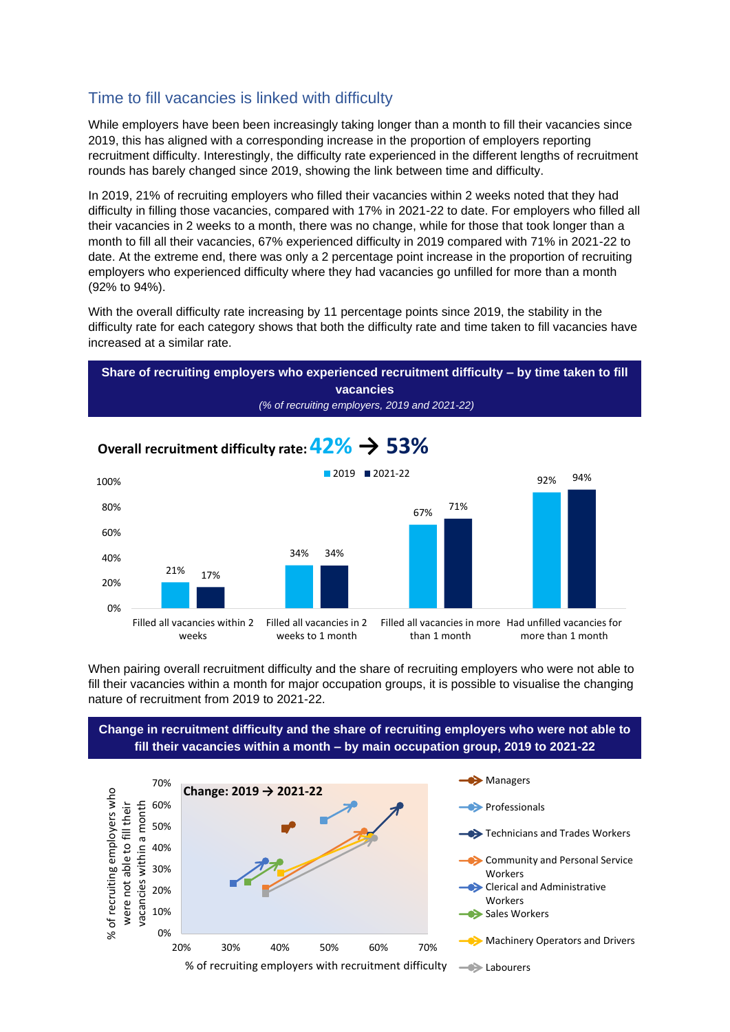## Time to fill vacancies is linked with difficulty

While employers have been been increasingly taking longer than a month to fill their vacancies since 2019, this has aligned with a corresponding increase in the proportion of employers reporting recruitment difficulty. Interestingly, the difficulty rate experienced in the different lengths of recruitment rounds has barely changed since 2019, showing the link between time and difficulty.

In 2019, 21% of recruiting employers who filled their vacancies within 2 weeks noted that they had difficulty in filling those vacancies, compared with 17% in 2021-22 to date. For employers who filled all their vacancies in 2 weeks to a month, there was no change, while for those that took longer than a month to fill all their vacancies, 67% experienced difficulty in 2019 compared with 71% in 2021-22 to date. At the extreme end, there was only a 2 percentage point increase in the proportion of recruiting employers who experienced difficulty where they had vacancies go unfilled for more than a month (92% to 94%).

With the overall difficulty rate increasing by 11 percentage points since 2019, the stability in the difficulty rate for each category shows that both the difficulty rate and time taken to fill vacancies have increased at a similar rate.

**Share of recruiting employers who experienced recruitment difficulty – by time taken to fill vacancies**

*(% of recruiting employers, 2019 and 2021-22)*

**Overall recruitment difficulty rate: 42% → 53%**

| | 2019 | 2021-22 |
|---|---|---|
| Filled all vacancies within 2 weeks | 21% | 17% |
| Filled all vacancies in 2 weeks to 1 month | 34% | 34% |
| Filled all vacancies in more than 1 month | 67% | 71% |
| Had unfilled vacancies for more than 1 month | 92% | 94% |

When pairing overall recruitment difficulty and the share of recruiting employers who were not able to fill their vacancies within a month for major occupation groups, it is possible to visualise the changing nature of recruitment from 2019 to 2021-22.

**Change in recruitment difficulty and the share of recruiting employers who were not able to fill their vacancies within a month – by main occupation group, 2019 to 2021-22**

Change: 2019 → 2021-22

Y-axis: % of recruiting employers who were not able to fill their vacancies within a month

X-axis: % of recruiting employers with recruitment difficulty

Legend: Managers; Professionals; Technicians and Trades Workers; Community and Personal Service Workers; Clerical and Administrative Workers; Sales Workers; Machinery Operators and Drivers; Labourers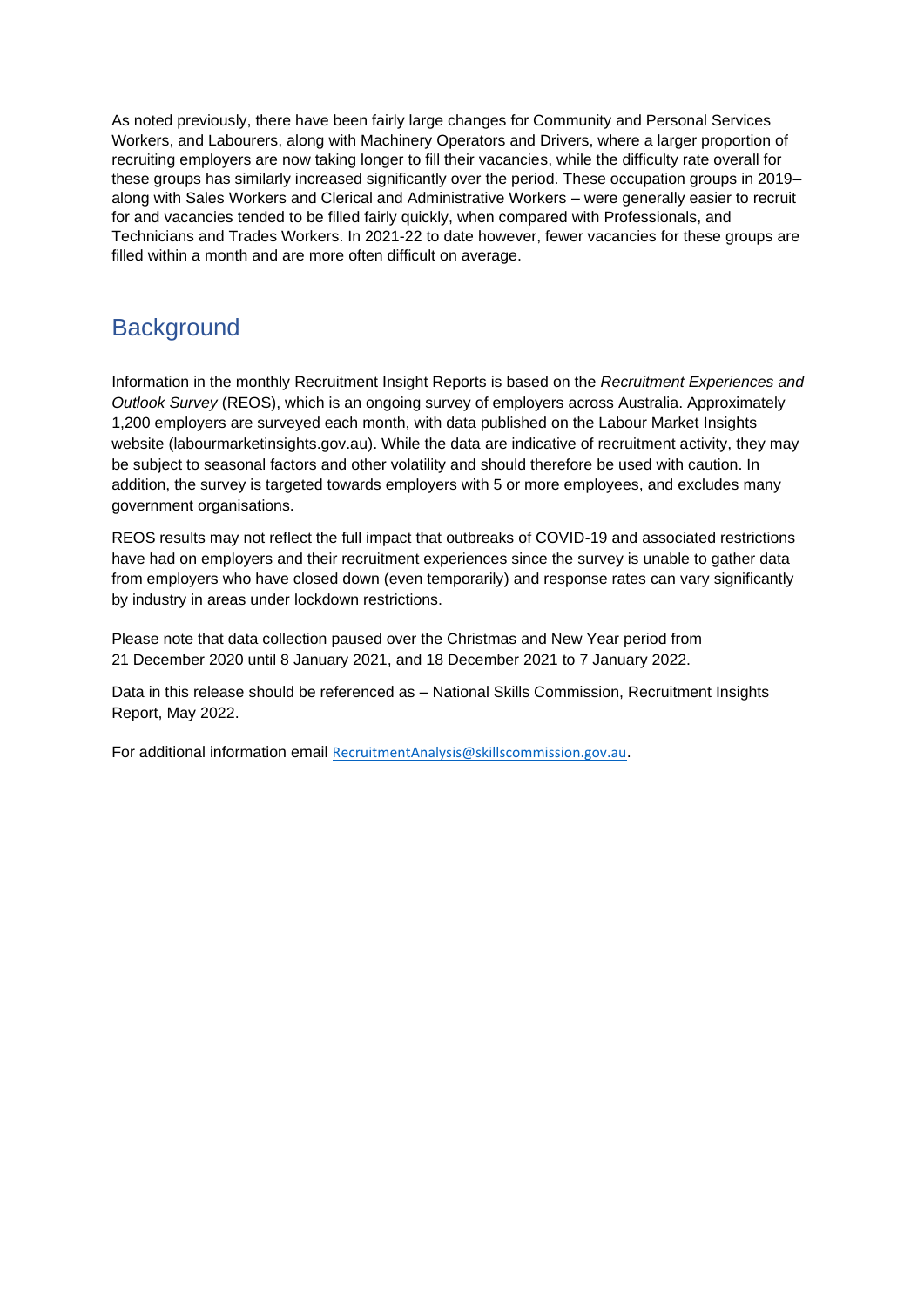As noted previously, there have been fairly large changes for Community and Personal Services Workers, and Labourers, along with Machinery Operators and Drivers, where a larger proportion of recruiting employers are now taking longer to fill their vacancies, while the difficulty rate overall for these groups has similarly increased significantly over the period. These occupation groups in 2019– along with Sales Workers and Clerical and Administrative Workers – were generally easier to recruit for and vacancies tended to be filled fairly quickly, when compared with Professionals, and Technicians and Trades Workers. In 2021-22 to date however, fewer vacancies for these groups are filled within a month and are more often difficult on average.

## Background

Information in the monthly Recruitment Insight Reports is based on the *Recruitment Experiences and Outlook Survey* (REOS), which is an ongoing survey of employers across Australia. Approximately 1,200 employers are surveyed each month, with data published on the Labour Market Insights website (labourmarketinsights.gov.au). While the data are indicative of recruitment activity, they may be subject to seasonal factors and other volatility and should therefore be used with caution. In addition, the survey is targeted towards employers with 5 or more employees, and excludes many government organisations.

REOS results may not reflect the full impact that outbreaks of COVID-19 and associated restrictions have had on employers and their recruitment experiences since the survey is unable to gather data from employers who have closed down (even temporarily) and response rates can vary significantly by industry in areas under lockdown restrictions.

Please note that data collection paused over the Christmas and New Year period from 21 December 2020 until 8 January 2021, and 18 December 2021 to 7 January 2022.

Data in this release should be referenced as – National Skills Commission, Recruitment Insights Report, May 2022.

For additional information email RecruitmentAnalysis@skillscommission.gov.au.